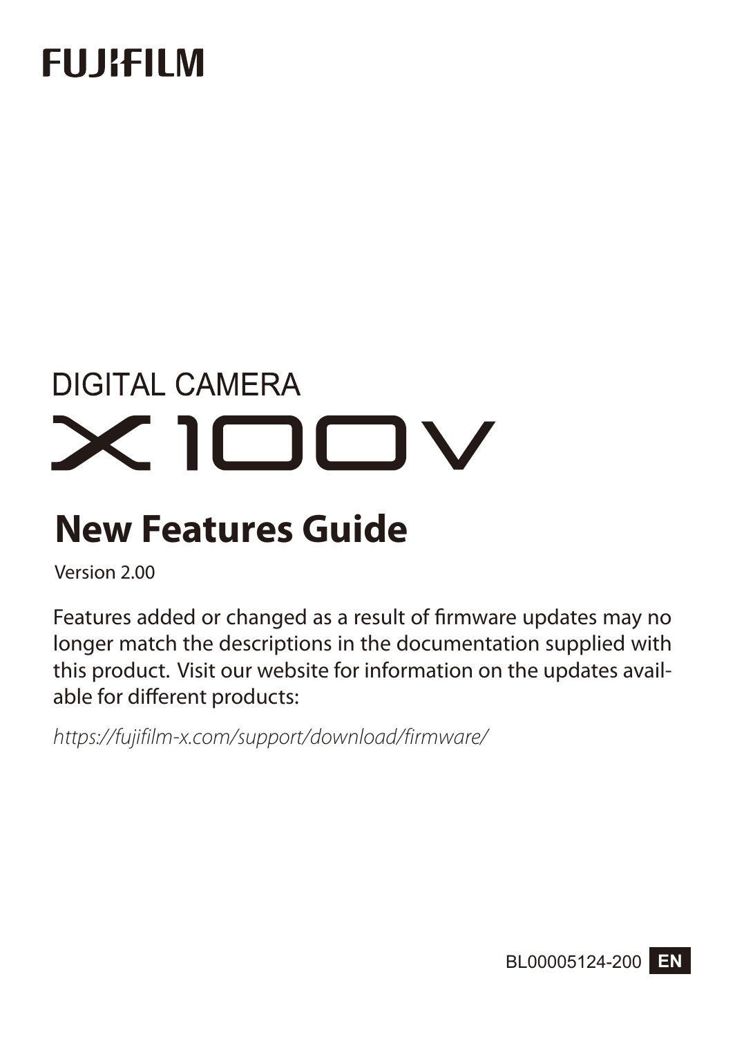FUJIFILM

DIGITAL CAMERA

X100V

# New Features Guide

Version 2.00

Features added or changed as a result of firmware updates may no longer match the descriptions in the documentation supplied with this product. Visit our website for information on the updates available for different products:

*https://fujifilm-x.com/support/download/firmware/*

BL00005124-200 EN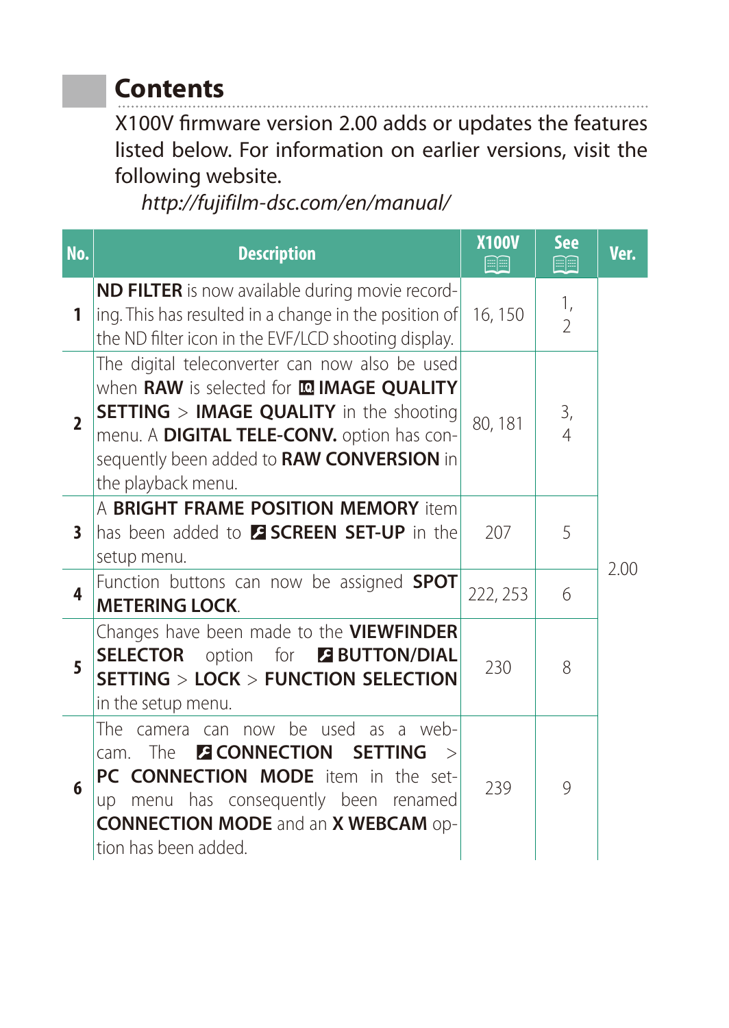# Contents

X100V firmware version 2.00 adds or updates the features listed below. For information on earlier versions, visit the following website.

*http://fujifilm-dsc.com/en/manual/*

| No. | Description | X100V | See | Ver. |
|---|---|---|---|---|
| 1 | **ND FILTER** is now available during movie recording. This has resulted in a change in the position of the ND filter icon in the EVF/LCD shooting display. | 16, 150 | 1, 2 | 2.00 |
| 2 | The digital teleconverter can now also be used when **RAW** is selected for **IMAGE QUALITY SETTING** > **IMAGE QUALITY** in the shooting menu. A **DIGITAL TELE-CONV.** option has consequently been added to **RAW CONVERSION** in the playback menu. | 80, 181 | 3, 4 | |
| 3 | A **BRIGHT FRAME POSITION MEMORY** item has been added to **SCREEN SET-UP** in the setup menu. | 207 | 5 | |
| 4 | Function buttons can now be assigned **SPOT METERING LOCK**. | 222, 253 | 6 | |
| 5 | Changes have been made to the **VIEWFINDER SELECTOR** option for **BUTTON/DIAL SETTING** > **LOCK** > **FUNCTION SELECTION** in the setup menu. | 230 | 8 | |
| 6 | The camera can now be used as a webcam. The **CONNECTION SETTING** > **PC CONNECTION MODE** item in the setup menu has consequently been renamed **CONNECTION MODE** and an **X WEBCAM** option has been added. | 239 | 9 | |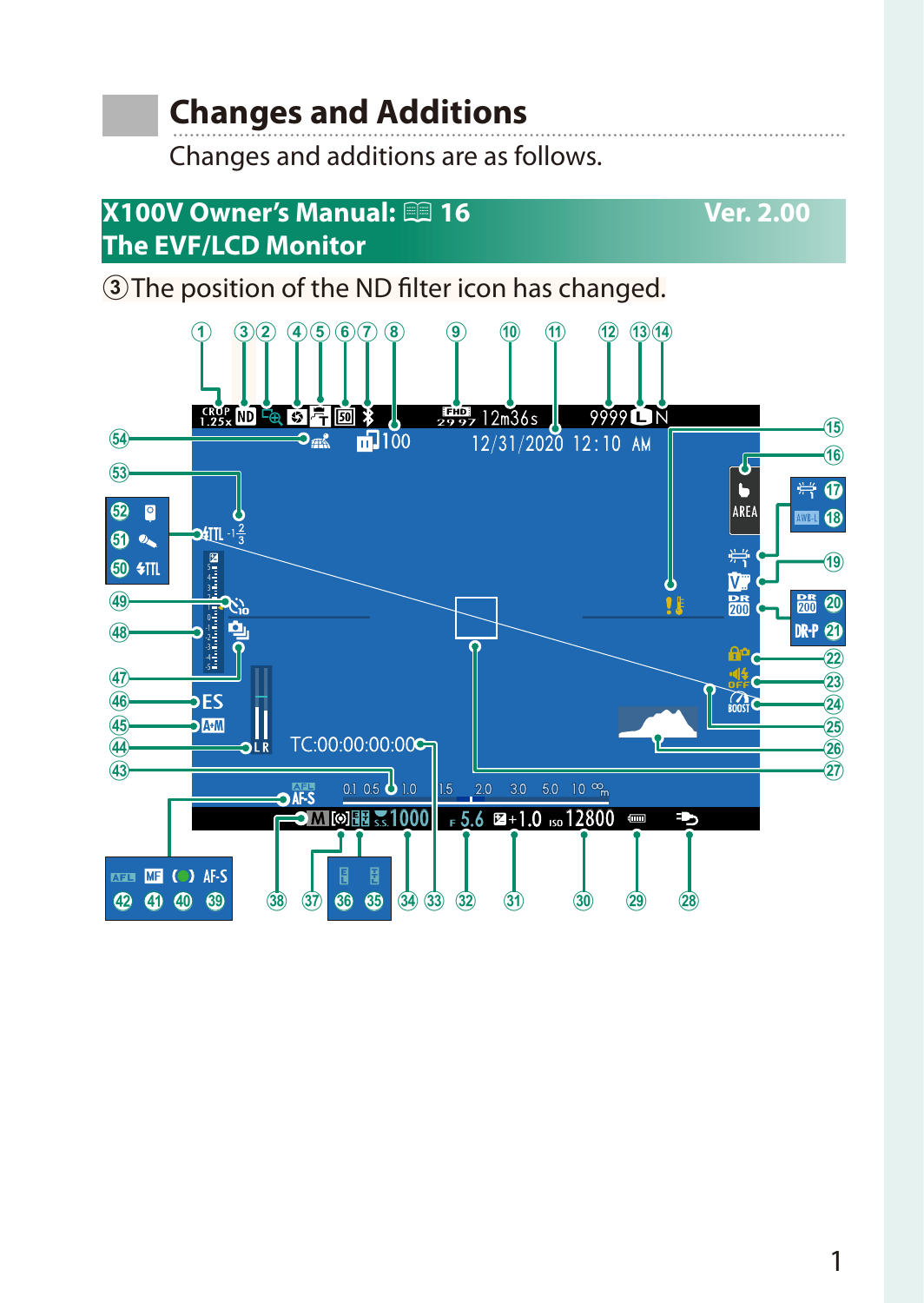# Changes and Additions

Changes and additions are as follows.

## X100V Owner's Manual: 📖 16 Ver. 2.00
## The EVF/LCD Monitor

③ The position of the ND filter icon has changed.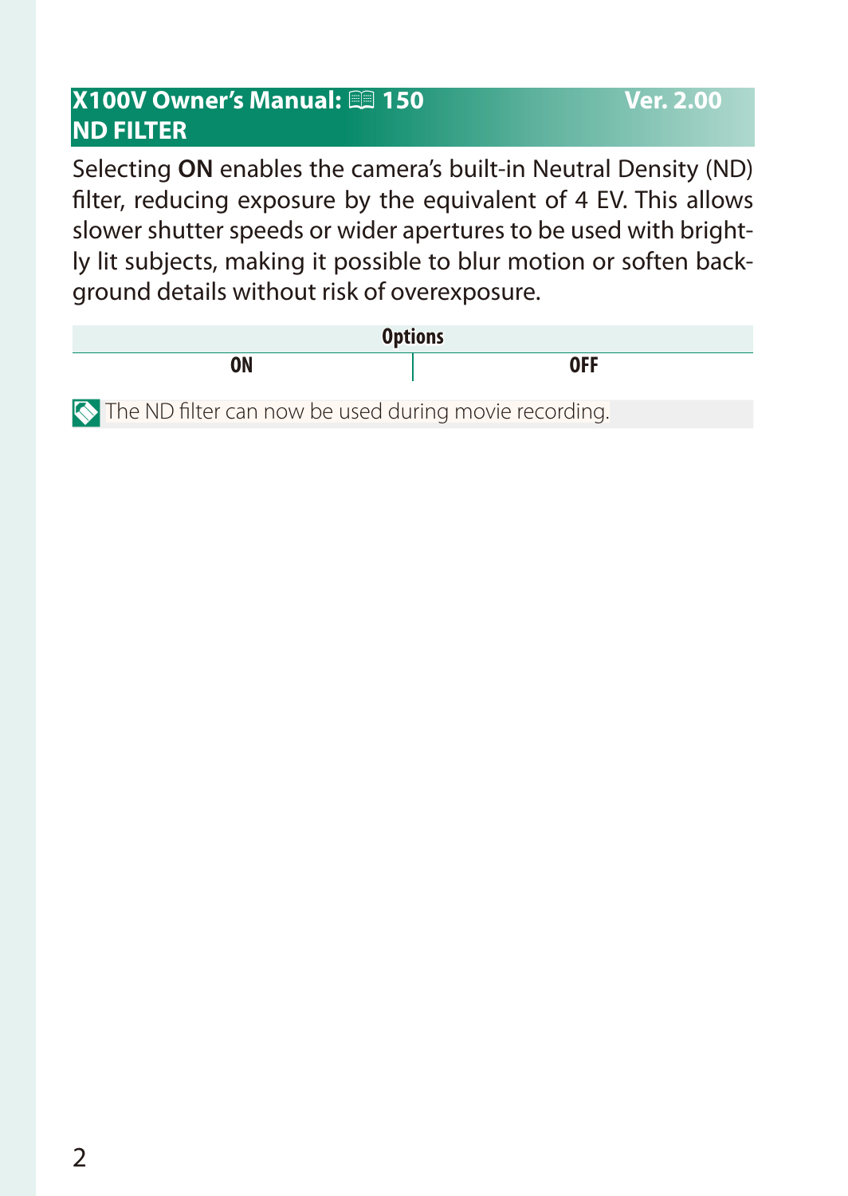## X100V Owner's Manual: 📖 150 Ver. 2.00
## ND FILTER

Selecting **ON** enables the camera's built-in Neutral Density (ND) filter, reducing exposure by the equivalent of 4 EV. This allows slower shutter speeds or wider apertures to be used with brightly lit subjects, making it possible to blur motion or soften background details without risk of overexposure.

| Options | |
|---|---|
| ON | OFF |

The ND filter can now be used during movie recording.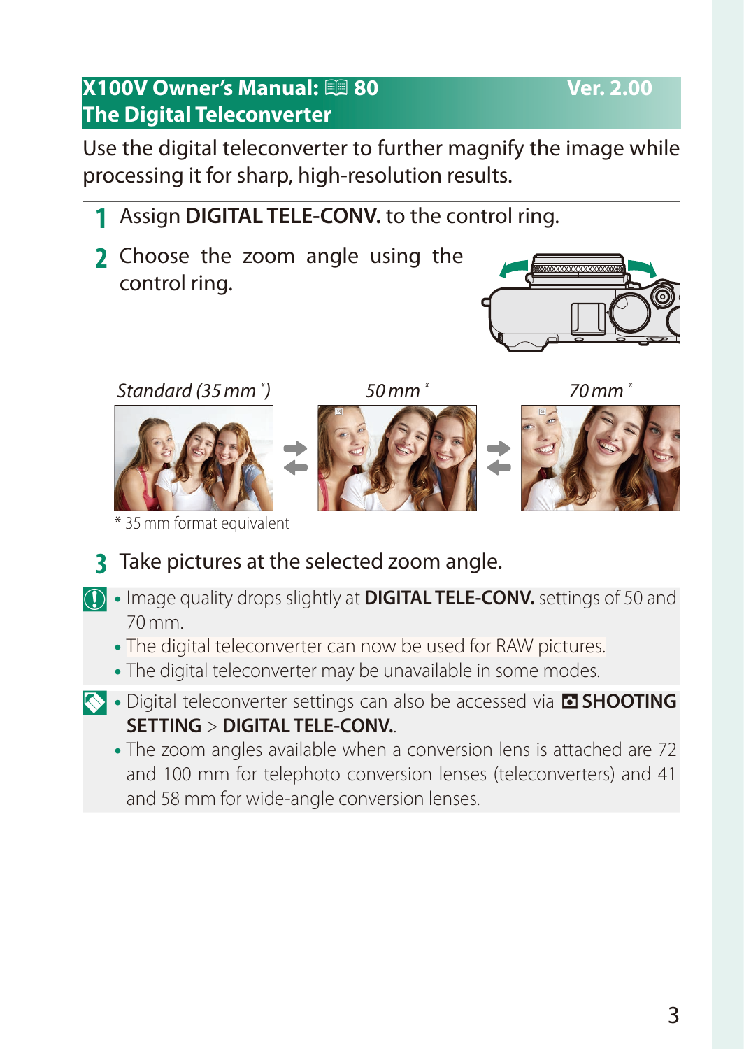## X100V Owner's Manual: 📖 80 Ver. 2.00
## The Digital Teleconverter

Use the digital teleconverter to further magnify the image while processing it for sharp, high-resolution results.

1. Assign **DIGITAL TELE-CONV.** to the control ring.
2. Choose the zoom angle using the control ring.

*Standard (35 mm \*)* ⇄ *50 mm \** ⇄ *70 mm \**

\* 35 mm format equivalent

3. Take pictures at the selected zoom angle.

- Image quality drops slightly at **DIGITAL TELE-CONV.** settings of 50 and 70 mm.
- The digital teleconverter can now be used for RAW pictures.
- The digital teleconverter may be unavailable in some modes.

- Digital teleconverter settings can also be accessed via **SHOOTING SETTING** > **DIGITAL TELE-CONV.**.
- The zoom angles available when a conversion lens is attached are 72 and 100 mm for telephoto conversion lenses (teleconverters) and 41 and 58 mm for wide-angle conversion lenses.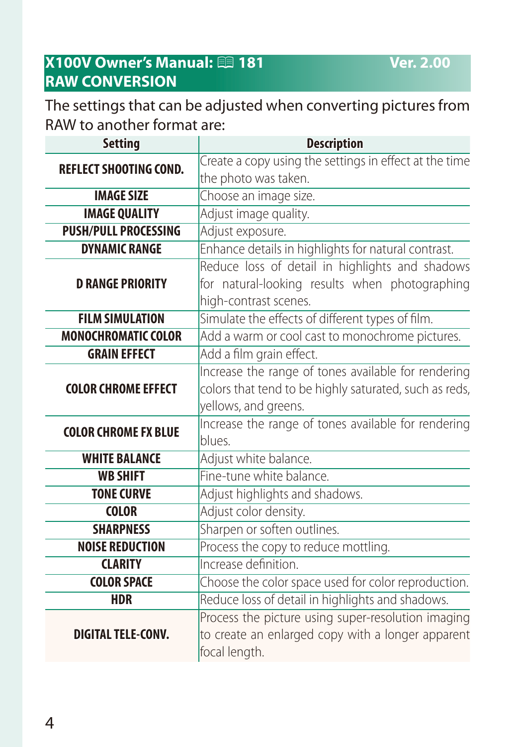## X100V Owner's Manual: 📖 181 Ver. 2.00

## RAW CONVERSION

The settings that can be adjusted when converting pictures from RAW to another format are:

| Setting | Description |
|---|---|
| **REFLECT SHOOTING COND.** | Create a copy using the settings in effect at the time the photo was taken. |
| **IMAGE SIZE** | Choose an image size. |
| **IMAGE QUALITY** | Adjust image quality. |
| **PUSH/PULL PROCESSING** | Adjust exposure. |
| **DYNAMIC RANGE** | Enhance details in highlights for natural contrast. |
| **D RANGE PRIORITY** | Reduce loss of detail in highlights and shadows for natural-looking results when photographing high-contrast scenes. |
| **FILM SIMULATION** | Simulate the effects of different types of film. |
| **MONOCHROMATIC COLOR** | Add a warm or cool cast to monochrome pictures. |
| **GRAIN EFFECT** | Add a film grain effect. |
| **COLOR CHROME EFFECT** | Increase the range of tones available for rendering colors that tend to be highly saturated, such as reds, yellows, and greens. |
| **COLOR CHROME FX BLUE** | Increase the range of tones available for rendering blues. |
| **WHITE BALANCE** | Adjust white balance. |
| **WB SHIFT** | Fine-tune white balance. |
| **TONE CURVE** | Adjust highlights and shadows. |
| **COLOR** | Adjust color density. |
| **SHARPNESS** | Sharpen or soften outlines. |
| **NOISE REDUCTION** | Process the copy to reduce mottling. |
| **CLARITY** | Increase definition. |
| **COLOR SPACE** | Choose the color space used for color reproduction. |
| **HDR** | Reduce loss of detail in highlights and shadows. |
| **DIGITAL TELE-CONV.** | Process the picture using super-resolution imaging to create an enlarged copy with a longer apparent focal length. |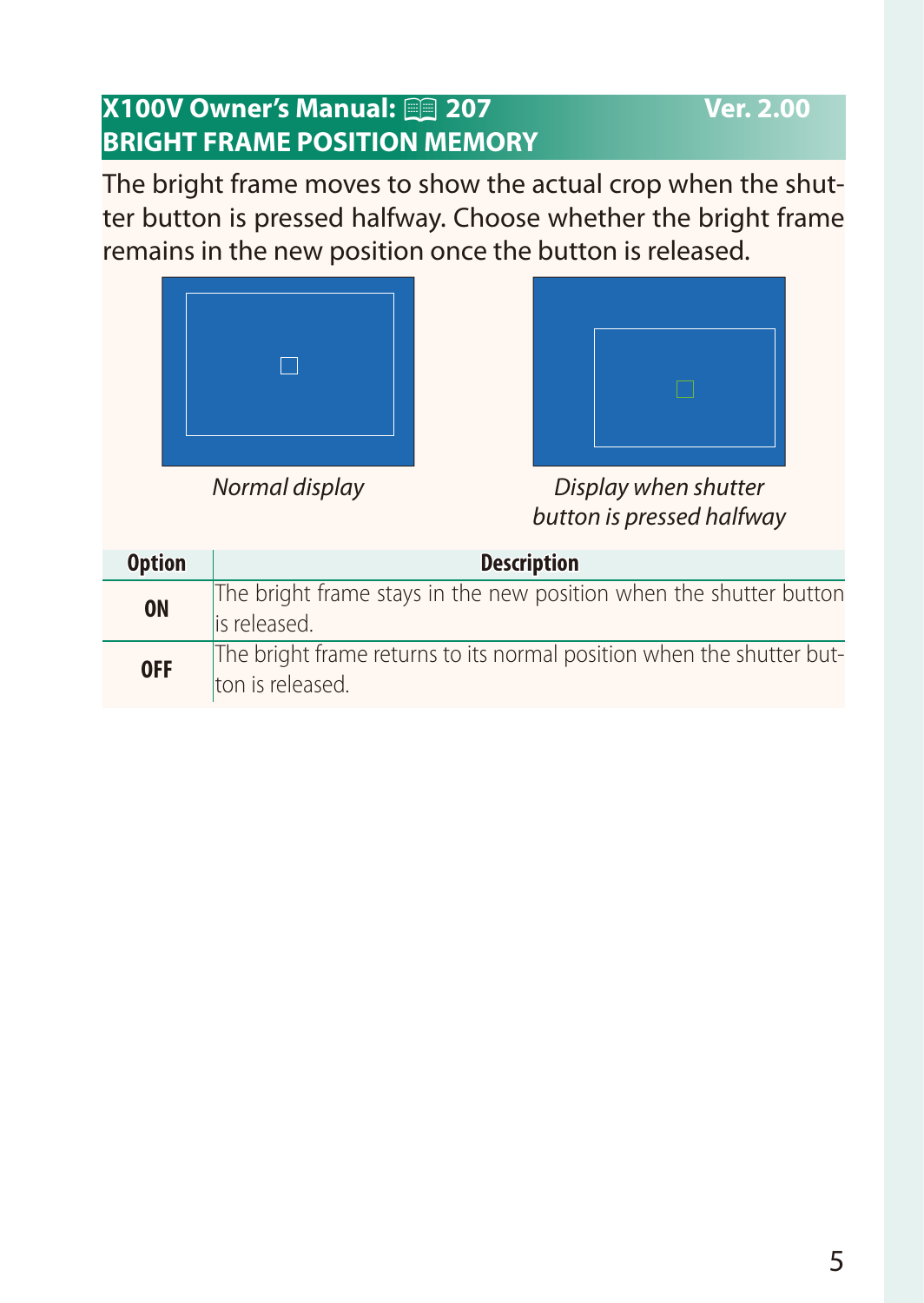## X100V Owner's Manual: 207 — Ver. 2.00

## BRIGHT FRAME POSITION MEMORY

The bright frame moves to show the actual crop when the shutter button is pressed halfway. Choose whether the bright frame remains in the new position once the button is released.

*Normal display*

*Display when shutter button is pressed halfway*

| Option | Description |
| --- | --- |
| **ON** | The bright frame stays in the new position when the shutter button is released. |
| **OFF** | The bright frame returns to its normal position when the shutter button is released. |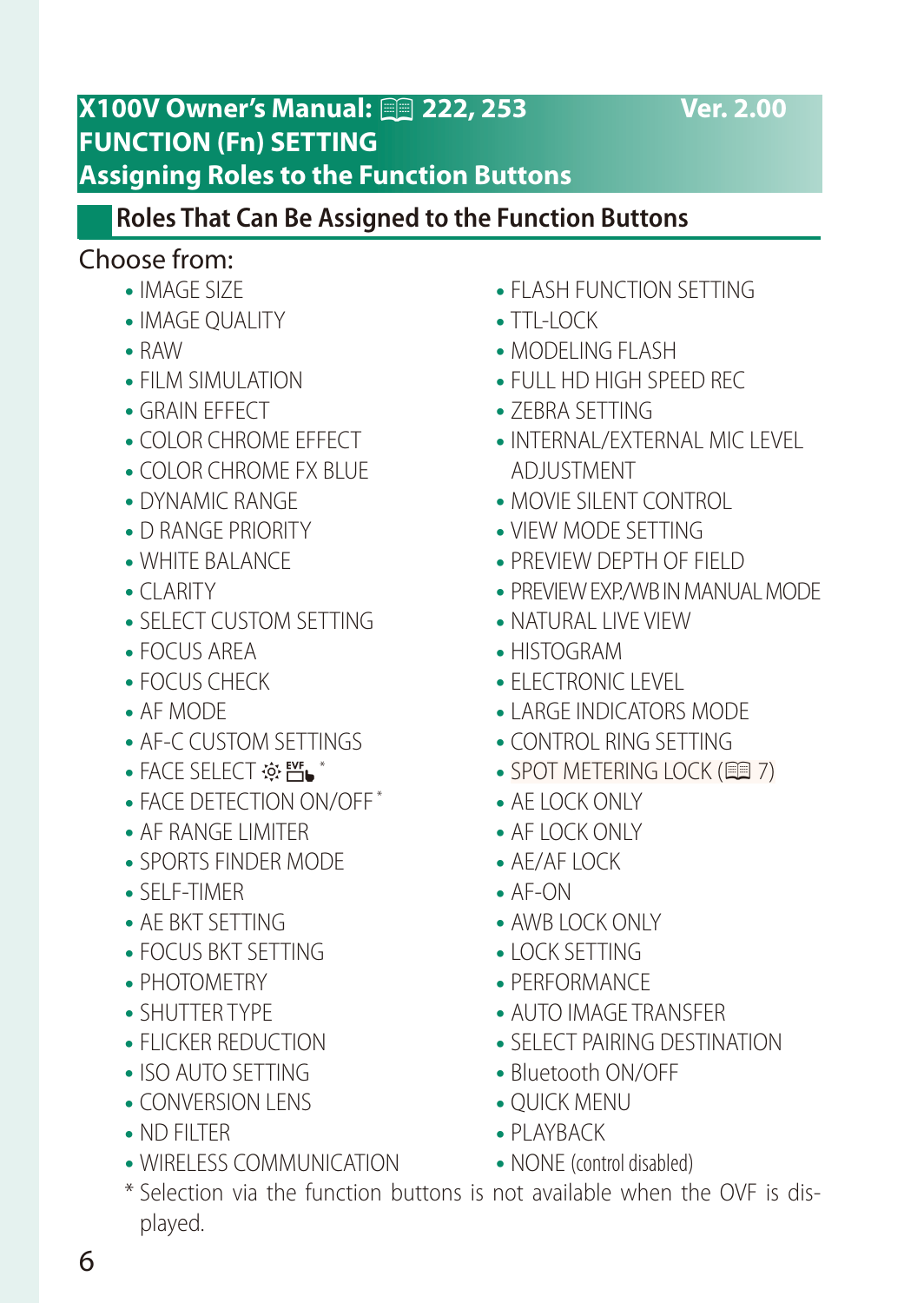# X100V Owner's Manual: 📖 222, 253 Ver. 2.00

## FUNCTION (Fn) SETTING

## Assigning Roles to the Function Buttons

### Roles That Can Be Assigned to the Function Buttons

Choose from:

- IMAGE SIZE
- IMAGE QUALITY
- RAW
- FILM SIMULATION
- GRAIN EFFECT
- COLOR CHROME EFFECT
- COLOR CHROME FX BLUE
- DYNAMIC RANGE
- D RANGE PRIORITY
- WHITE BALANCE
- CLARITY
- SELECT CUSTOM SETTING
- FOCUS AREA
- FOCUS CHECK
- AF MODE
- AF-C CUSTOM SETTINGS
- FACE SELECT ☺ EVF *
- FACE DETECTION ON/OFF *
- AF RANGE LIMITER
- SPORTS FINDER MODE
- SELF-TIMER
- AE BKT SETTING
- FOCUS BKT SETTING
- PHOTOMETRY
- SHUTTER TYPE
- FLICKER REDUCTION
- ISO AUTO SETTING
- CONVERSION LENS
- ND FILTER
- WIRELESS COMMUNICATION
- FLASH FUNCTION SETTING
- TTL-LOCK
- MODELING FLASH
- FULL HD HIGH SPEED REC
- ZEBRA SETTING
- INTERNAL/EXTERNAL MIC LEVEL ADJUSTMENT
- MOVIE SILENT CONTROL
- VIEW MODE SETTING
- PREVIEW DEPTH OF FIELD
- PREVIEW EXP./WB IN MANUAL MODE
- NATURAL LIVE VIEW
- HISTOGRAM
- ELECTRONIC LEVEL
- LARGE INDICATORS MODE
- CONTROL RING SETTING
- SPOT METERING LOCK (📖 7)
- AE LOCK ONLY
- AF LOCK ONLY
- AE/AF LOCK
- AF-ON
- AWB LOCK ONLY
- LOCK SETTING
- PERFORMANCE
- AUTO IMAGE TRANSFER
- SELECT PAIRING DESTINATION
- Bluetooth ON/OFF
- QUICK MENU
- PLAYBACK
- NONE (control disabled)

\* Selection via the function buttons is not available when the OVF is displayed.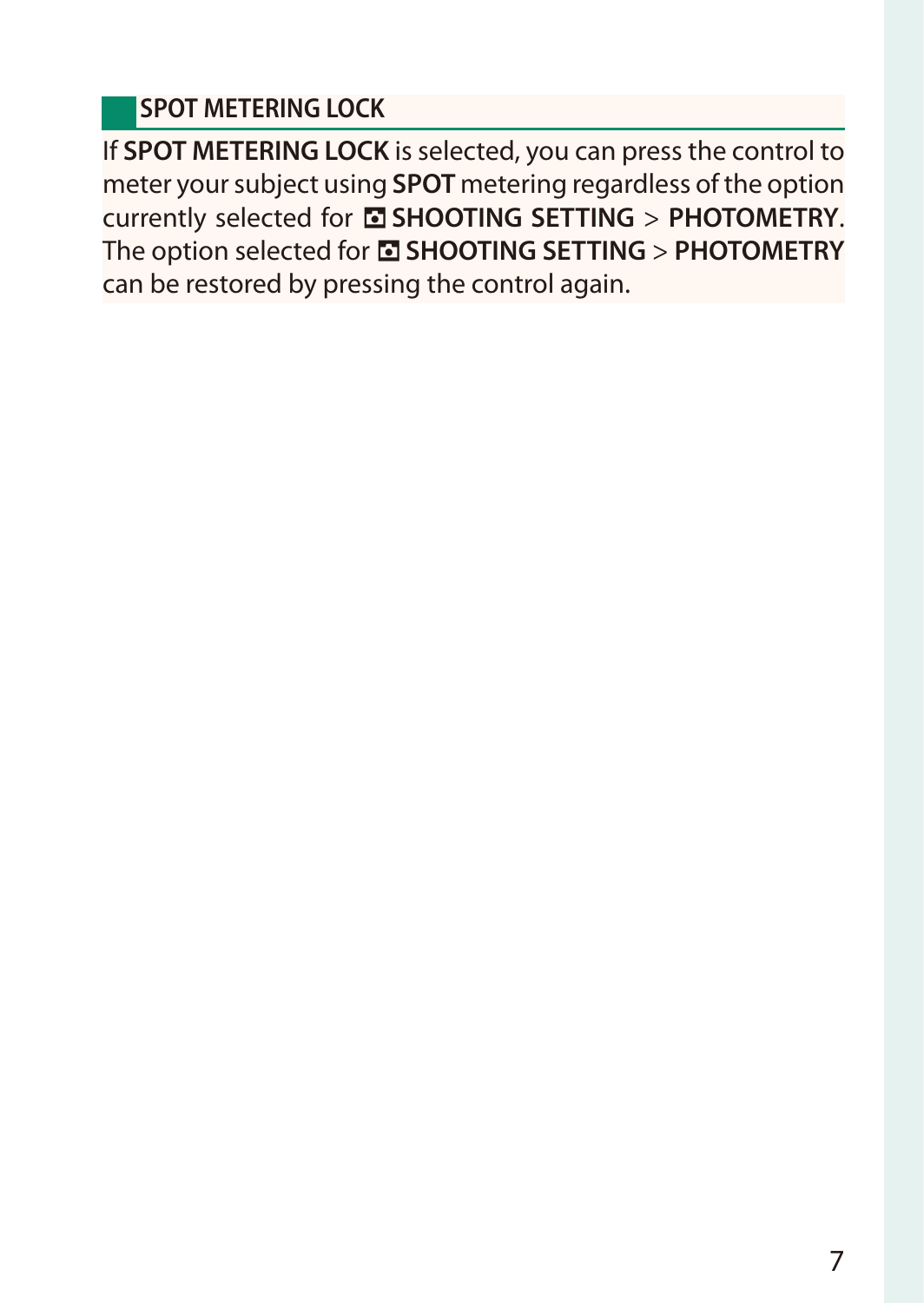### SPOT METERING LOCK

If **SPOT METERING LOCK** is selected, you can press the control to meter your subject using **SPOT** metering regardless of the option currently selected for **SHOOTING SETTING** > **PHOTOMETRY**. The option selected for **SHOOTING SETTING** > **PHOTOMETRY** can be restored by pressing the control again.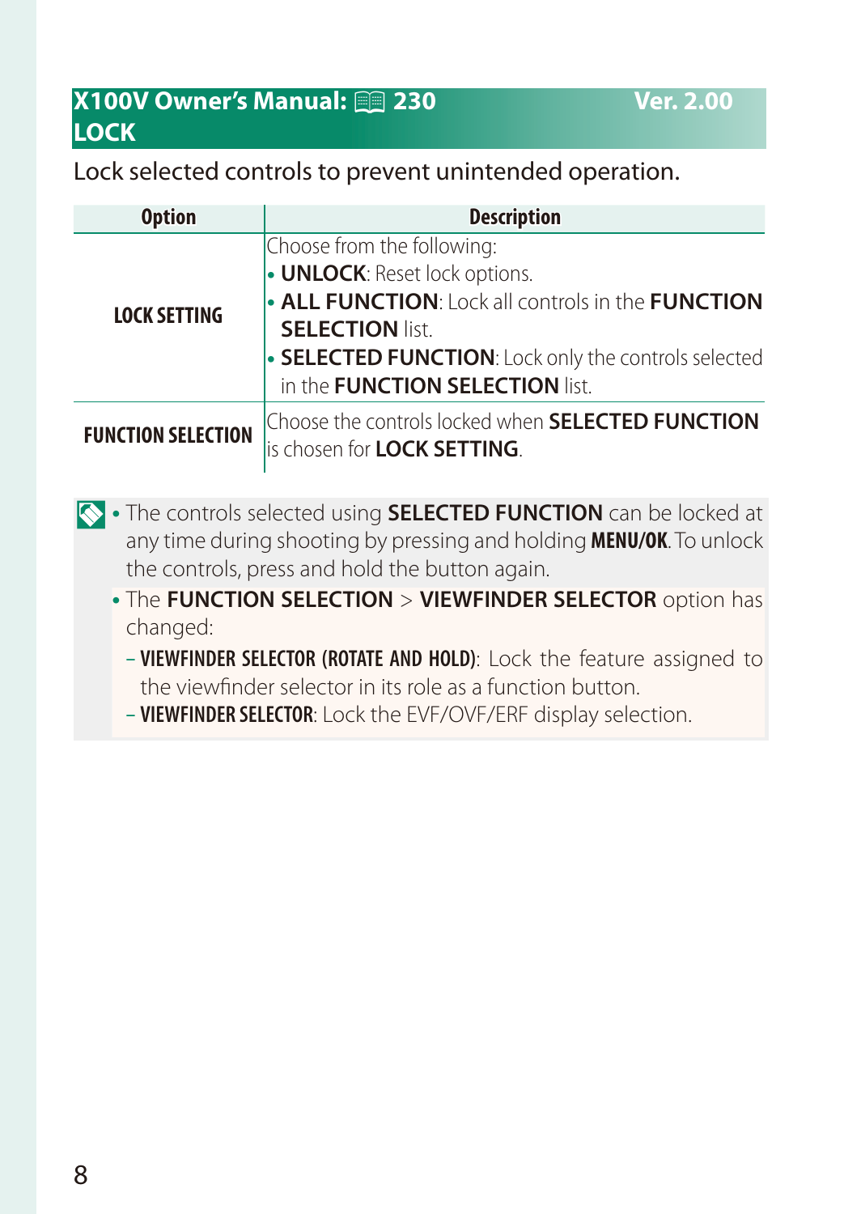## X100V Owner's Manual: 230 Ver. 2.00
## LOCK

Lock selected controls to prevent unintended operation.

| Option | Description |
|---|---|
| **LOCK SETTING** | Choose from the following:<br>• **UNLOCK**: Reset lock options.<br>• **ALL FUNCTION**: Lock all controls in the **FUNCTION SELECTION** list.<br>• **SELECTED FUNCTION**: Lock only the controls selected in the **FUNCTION SELECTION** list. |
| **FUNCTION SELECTION** | Choose the controls locked when **SELECTED FUNCTION** is chosen for **LOCK SETTING**. |

- The controls selected using **SELECTED FUNCTION** can be locked at any time during shooting by pressing and holding **MENU/OK**. To unlock the controls, press and hold the button again.
- The **FUNCTION SELECTION** > **VIEWFINDER SELECTOR** option has changed:
  - **VIEWFINDER SELECTOR (ROTATE AND HOLD)**: Lock the feature assigned to the viewfinder selector in its role as a function button.
  - **VIEWFINDER SELECTOR**: Lock the EVF/OVF/ERF display selection.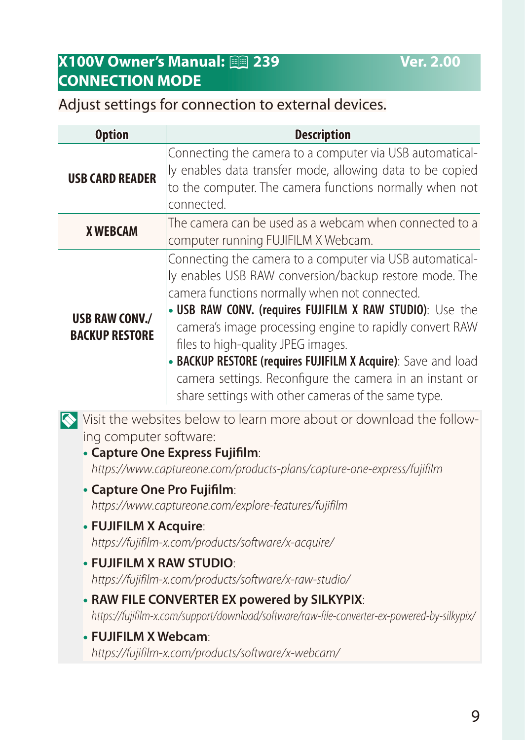## X100V Owner's Manual: 📖 239 Ver. 2.00

## CONNECTION MODE

Adjust settings for connection to external devices.

| Option | Description |
|---|---|
| **USB CARD READER** | Connecting the camera to a computer via USB automatically enables data transfer mode, allowing data to be copied to the computer. The camera functions normally when not connected. |
| **X WEBCAM** | The camera can be used as a webcam when connected to a computer running FUJIFILM X Webcam. |
| **USB RAW CONV./ BACKUP RESTORE** | Connecting the camera to a computer via USB automatically enables USB RAW conversion/backup restore mode. The camera functions normally when not connected. • **USB RAW CONV. (requires FUJIFILM X RAW STUDIO)**: Use the camera's image processing engine to rapidly convert RAW files to high-quality JPEG images. • **BACKUP RESTORE (requires FUJIFILM X Acquire)**: Save and load camera settings. Reconfigure the camera in an instant or share settings with other cameras of the same type. |

Visit the websites below to learn more about or download the following computer software:

- **Capture One Express Fujifilm**: *https://www.captureone.com/products-plans/capture-one-express/fujifilm*
- **Capture One Pro Fujifilm**: *https://www.captureone.com/explore-features/fujifilm*
- **FUJIFILM X Acquire**: *https://fujifilm-x.com/products/software/x-acquire/*
- **FUJIFILM X RAW STUDIO**: *https://fujifilm-x.com/products/software/x-raw-studio/*
- **RAW FILE CONVERTER EX powered by SILKYPIX**: *https://fujifilm-x.com/support/download/software/raw-file-converter-ex-powered-by-silkypix/*
- **FUJIFILM X Webcam**: *https://fujifilm-x.com/products/software/x-webcam/*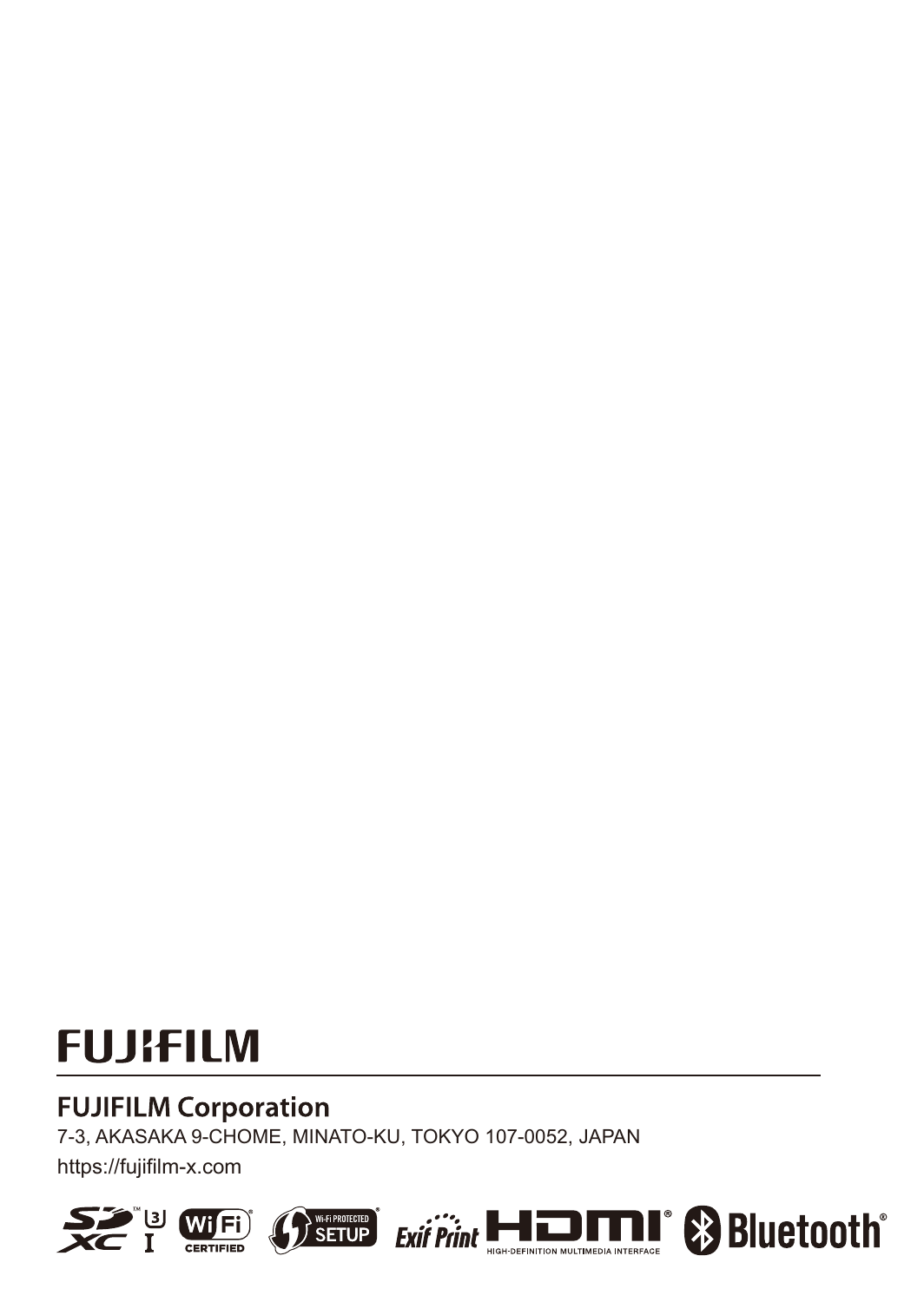FUJIFILM

**FUJIFILM Corporation**

7-3, AKASAKA 9-CHOME, MINATO-KU, TOKYO 107-0052, JAPAN

https://fujifilm-x.com